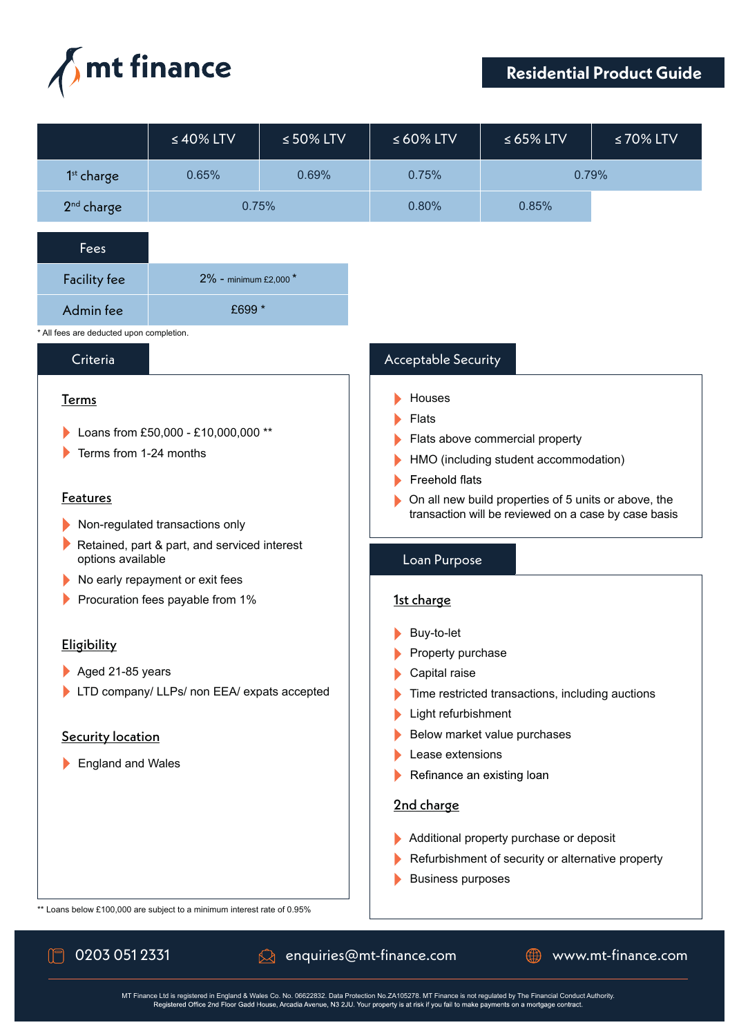# mt finance

## Residential Product Guide

| | ≤ 40% LTV | ≤ 50% LTV | ≤ 60% LTV | ≤ 65% LTV | ≤ 70% LTV |
|---|---|---|---|---|---|
| 1st charge | 0.65% | 0.69% | 0.75% | 0.79% | |
| 2nd charge | 0.75% | | 0.80% | 0.85% | |

| Fees | |
|---|---|
| Facility fee | 2% - minimum £2,000 * |
| Admin fee | £699 * |

\* All fees are deducted upon completion.

## Criteria

**Terms**

- Loans from £50,000 - £10,000,000 **
- Terms from 1-24 months

**Features**

- Non-regulated transactions only
- Retained, part & part, and serviced interest options available
- No early repayment or exit fees
- Procuration fees payable from 1%

**Eligibility**

- Aged 21-85 years
- LTD company/ LLPs/ non EEA/ expats accepted

**Security location**

- England and Wales

\*\* Loans below £100,000 are subject to a minimum interest rate of 0.95%

## Acceptable Security

- Houses
- Flats
- Flats above commercial property
- HMO (including student accommodation)
- Freehold flats
- On all new build properties of 5 units or above, the transaction will be reviewed on a case by case basis

## Loan Purpose

**1st charge**

- Buy-to-let
- Property purchase
- Capital raise
- Time restricted transactions, including auctions
- Light refurbishment
- Below market value purchases
- Lease extensions
- Refinance an existing loan

**2nd charge**

- Additional property purchase or deposit
- Refurbishment of security or alternative property
- Business purposes

0203 051 2331 | enquiries@mt-finance.com | www.mt-finance.com

MT Finance Ltd is registered in England & Wales Co. No. 06622832. Data Protection No.ZA105278. MT Finance is not regulated by The Financial Conduct Authority. Registered Office 2nd Floor Gadd House, Arcadia Avenue, N3 2JU. Your property is at risk if you fail to make payments on a mortgage contract.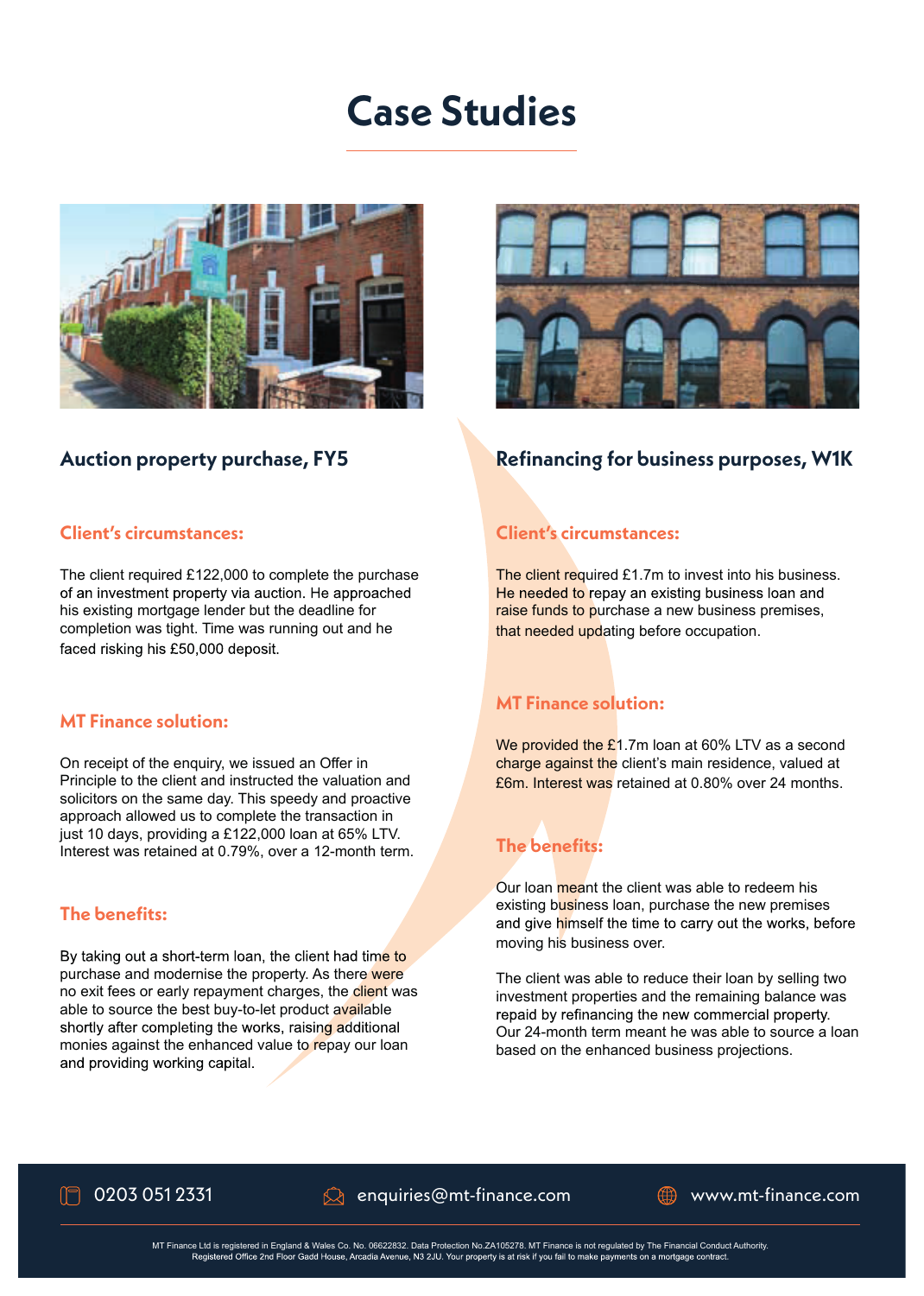# Case Studies

## Auction property purchase, FY5

### Client's circumstances:

The client required £122,000 to complete the purchase of an investment property via auction. He approached his existing mortgage lender but the deadline for completion was tight. Time was running out and he faced risking his £50,000 deposit.

### MT Finance solution:

On receipt of the enquiry, we issued an Offer in Principle to the client and instructed the valuation and solicitors on the same day. This speedy and proactive approach allowed us to complete the transaction in just 10 days, providing a £122,000 loan at 65% LTV. Interest was retained at 0.79%, over a 12-month term.

### The benefits:

By taking out a short-term loan, the client had time to purchase and modernise the property. As there were no exit fees or early repayment charges, the client was able to source the best buy-to-let product available shortly after completing the works, raising additional monies against the enhanced value to repay our loan and providing working capital.

## Refinancing for business purposes, W1K

### Client's circumstances:

The client required £1.7m to invest into his business. He needed to repay an existing business loan and raise funds to purchase a new business premises, that needed updating before occupation.

### MT Finance solution:

We provided the £1.7m loan at 60% LTV as a second charge against the client's main residence, valued at £6m. Interest was retained at 0.80% over 24 months.

### The benefits:

Our loan meant the client was able to redeem his existing business loan, purchase the new premises and give himself the time to carry out the works, before moving his business over.

The client was able to reduce their loan by selling two investment properties and the remaining balance was repaid by refinancing the new commercial property. Our 24-month term meant he was able to source a loan based on the enhanced business projections.

0203 051 2331 enquiries@mt-finance.com www.mt-finance.com

MT Finance Ltd is registered in England & Wales Co. No. 06622832. Data Protection No.ZA105278. MT Finance is not regulated by The Financial Conduct Authority. Registered Office 2nd Floor Gadd House, Arcadia Avenue, N3 2JU. Your property is at risk if you fail to make payments on a mortgage contract.